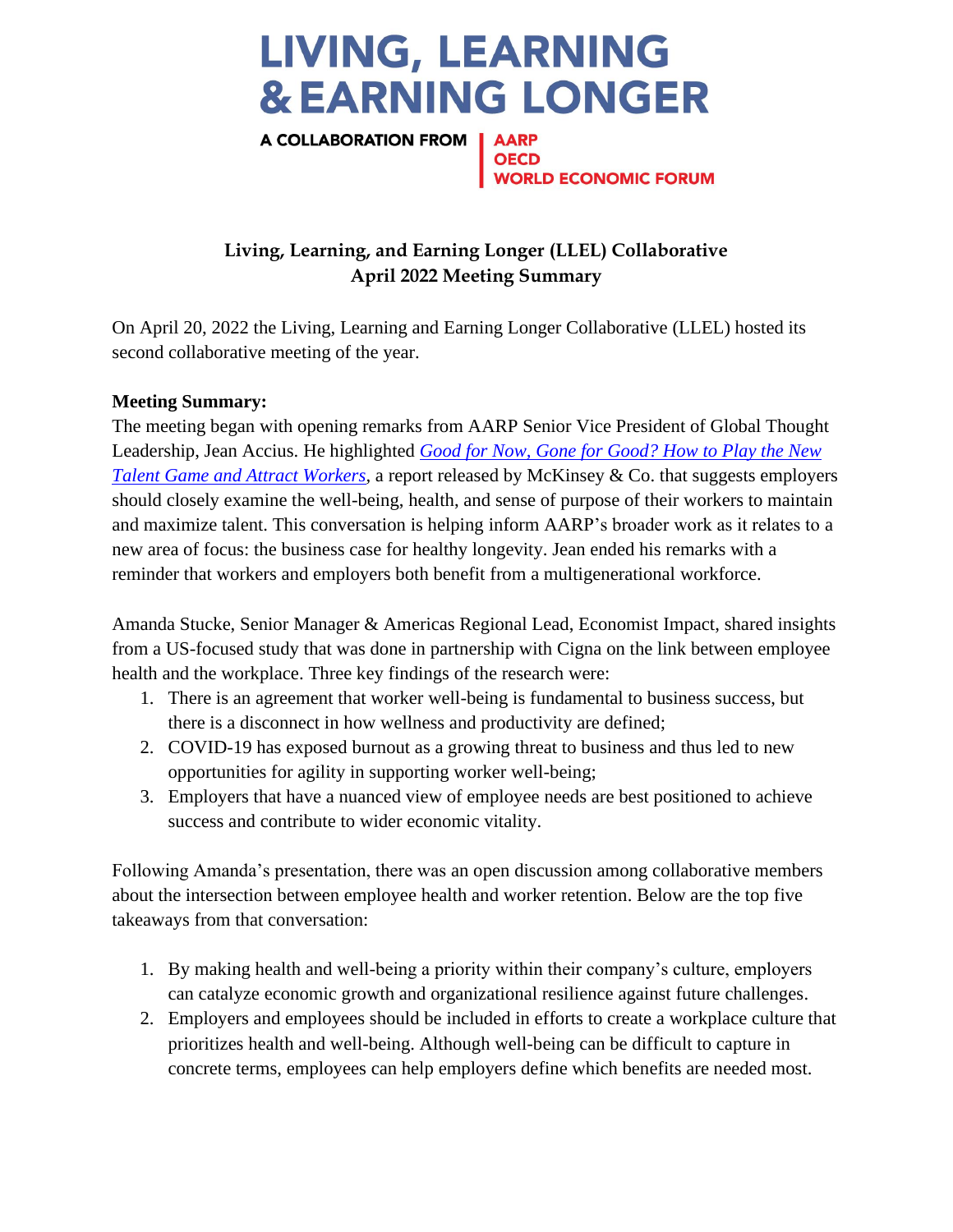# LIVING, LEARNING & EARNING LONGER

A COLLABORATION FROM | AARP
OECD
WORLD ECONOMIC FORUM

## Living, Learning, and Earning Longer (LLEL) Collaborative
## April 2022 Meeting Summary

On April 20, 2022 the Living, Learning and Earning Longer Collaborative (LLEL) hosted its second collaborative meeting of the year.

**Meeting Summary:**
The meeting began with opening remarks from AARP Senior Vice President of Global Thought Leadership, Jean Accius. He highlighted *Good for Now, Gone for Good? How to Play the New Talent Game and Attract Workers*, a report released by McKinsey & Co. that suggests employers should closely examine the well-being, health, and sense of purpose of their workers to maintain and maximize talent. This conversation is helping inform AARP's broader work as it relates to a new area of focus: the business case for healthy longevity. Jean ended his remarks with a reminder that workers and employers both benefit from a multigenerational workforce.

Amanda Stucke, Senior Manager & Americas Regional Lead, Economist Impact, shared insights from a US-focused study that was done in partnership with Cigna on the link between employee health and the workplace. Three key findings of the research were:

1. There is an agreement that worker well-being is fundamental to business success, but there is a disconnect in how wellness and productivity are defined;
2. COVID-19 has exposed burnout as a growing threat to business and thus led to new opportunities for agility in supporting worker well-being;
3. Employers that have a nuanced view of employee needs are best positioned to achieve success and contribute to wider economic vitality.

Following Amanda's presentation, there was an open discussion among collaborative members about the intersection between employee health and worker retention. Below are the top five takeaways from that conversation:

1. By making health and well-being a priority within their company's culture, employers can catalyze economic growth and organizational resilience against future challenges.
2. Employers and employees should be included in efforts to create a workplace culture that prioritizes health and well-being. Although well-being can be difficult to capture in concrete terms, employees can help employers define which benefits are needed most.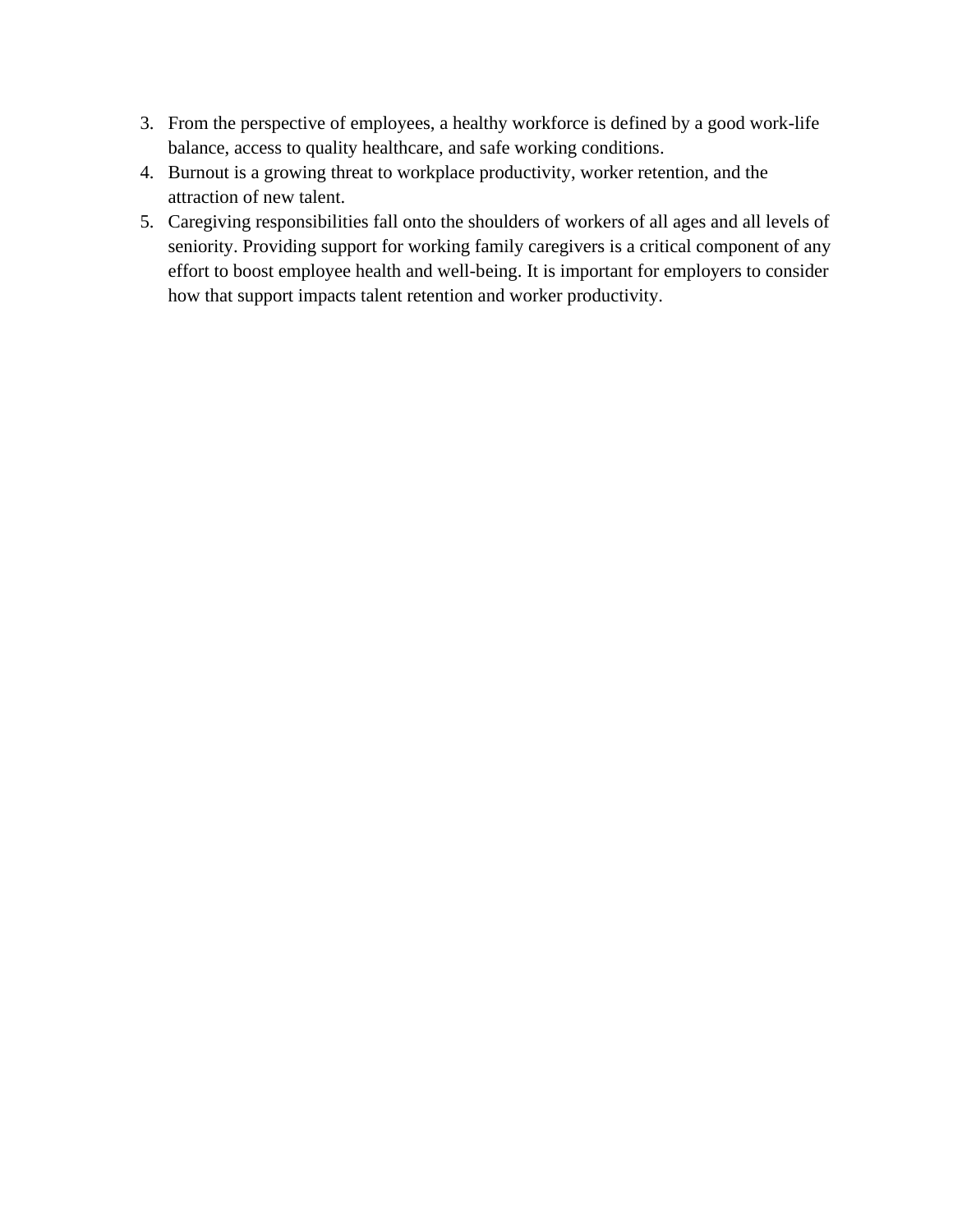3. From the perspective of employees, a healthy workforce is defined by a good work-life balance, access to quality healthcare, and safe working conditions.
4. Burnout is a growing threat to workplace productivity, worker retention, and the attraction of new talent.
5. Caregiving responsibilities fall onto the shoulders of workers of all ages and all levels of seniority. Providing support for working family caregivers is a critical component of any effort to boost employee health and well-being. It is important for employers to consider how that support impacts talent retention and worker productivity.